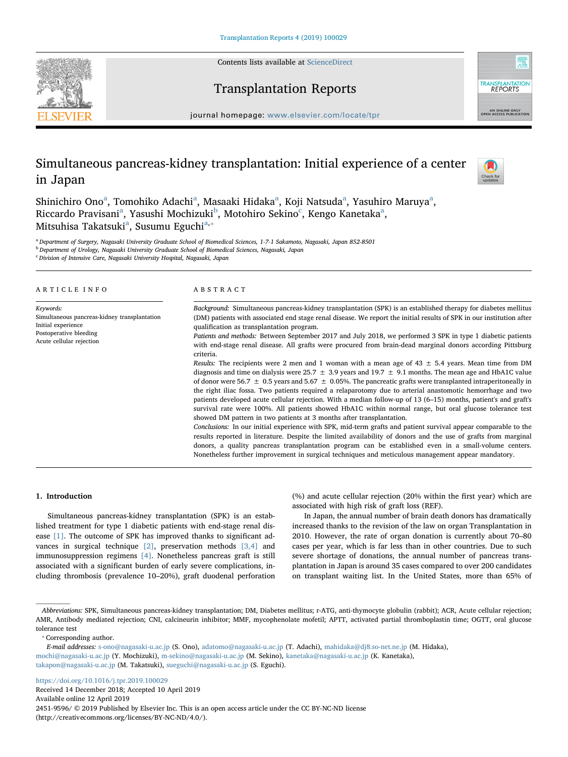# Simultaneous pancreas-kidney transplantation: Initial experience of a center in Japan

Shinichiro Ono[a], Tomohiko Adachi[a], Masaaki Hidaka[a], Koji Natsuda[a], Yasuhiro Maruya[a], Riccardo Pravisani[a], Yasushi Mochizuki[b], Motohiro Sekino[c], Kengo Kanetaka[a], Mitsuhisa Takatsuki[a], Susumu Eguchi[a,*]

[a] Department of Surgery, Nagasaki University Graduate School of Biomedical Sciences, 1-7-1 Sakamoto, Nagasaki, Japan 852-8501
[b] Department of Urology, Nagasaki University Graduate School of Biomedical Sciences, Nagasaki, Japan
[c] Division of Intensive Care, Nagasaki University Hospital, Nagasaki, Japan

## ARTICLE INFO

*Keywords:*
Simultaneous pancreas-kidney transplantation
Initial experience
Postoperative bleeding
Acute cellular rejection

## ABSTRACT

*Background:* Simultaneous pancreas-kidney transplantation (SPK) is an established therapy for diabetes mellitus (DM) patients with associated end stage renal disease. We report the initial results of SPK in our institution after qualification as transplantation program.

*Patients and methods:* Between September 2017 and July 2018, we performed 3 SPK in type 1 diabetic patients with end-stage renal disease. All grafts were procured from brain-dead marginal donors according Pittsburg criteria.

*Results:* The recipients were 2 men and 1 woman with a mean age of 43 ± 5.4 years. Mean time from DM diagnosis and time on dialysis were 25.7 ± 3.9 years and 19.7 ± 9.1 months. The mean age and HbA1C value of donor were 56.7 ± 0.5 years and 5.67 ± 0.05%. The pancreatic grafts were transplanted intraperitoneally in the right iliac fossa. Two patients required a relaparotomy due to arterial anastomotic hemorrhage and two patients developed acute cellular rejection. With a median follow-up of 13 (6–15) months, patient's and graft's survival rate were 100%. All patients showed HbA1C within normal range, but oral glucose tolerance test showed DM pattern in two patients at 3 months after transplantation.

*Conclusions:* In our initial experience with SPK, mid-term grafts and patient survival appear comparable to the results reported in literature. Despite the limited availability of donors and the use of grafts from marginal donors, a quality pancreas transplantation program can be established even in a small-volume centers. Nonetheless further improvement in surgical techniques and meticulous management appear mandatory.

## 1. Introduction

Simultaneous pancreas-kidney transplantation (SPK) is an established treatment for type 1 diabetic patients with end-stage renal disease [1]. The outcome of SPK has improved thanks to significant advances in surgical technique [2], preservation methods [3,4] and immunosuppression regimens [4]. Nonetheless pancreas graft is still associated with a significant burden of early severe complications, including thrombosis (prevalence 10–20%), graft duodenal perforation (%) and acute cellular rejection (20% within the first year) which are associated with high risk of graft loss (REF).

In Japan, the annual number of brain death donors has dramatically increased thanks to the revision of the law on organ Transplantation in 2010. However, the rate of organ donation is currently about 70–80 cases per year, which is far less than in other countries. Due to such severe shortage of donations, the annual number of pancreas transplantation in Japan is around 35 cases compared to over 200 candidates on transplant waiting list. In the United States, more than 65% of

---

*Abbreviations:* SPK, Simultaneous pancreas-kidney transplantation; DM, Diabetes mellitus; r-ATG, anti-thymocyte globulin (rabbit); ACR, Acute cellular rejection; AMR, Antibody mediated rejection; CNI, calcineurin inhibitor; MMF, mycophenolate mofetil; APTT, activated partial thromboplastin time; OGTT, oral glucose tolerance test

* Corresponding author.

*E-mail addresses:* s-ono@nagasaki-u.ac.jp (S. Ono), adatomo@nagasaki-u.ac.jp (T. Adachi), mahidaka@dj8.so-net.ne.jp (M. Hidaka), mochi@nagasaki-u.ac.jp (Y. Mochizuki), m-sekino@nagasaki-u.ac.jp (M. Sekino), kanetaka@nagasaki-u.ac.jp (K. Kanetaka), takapon@nagasaki-u.ac.jp (M. Takatsuki), sueguchi@nagasaki-u.ac.jp (S. Eguchi).

https://doi.org/10.1016/j.tpr.2019.100029
Received 14 December 2018; Accepted 10 April 2019
Available online 12 April 2019
2451-9596/ © 2019 Published by Elsevier Inc. This is an open access article under the CC BY-NC-ND license (http://creativecommons.org/licenses/BY-NC-ND/4.0/).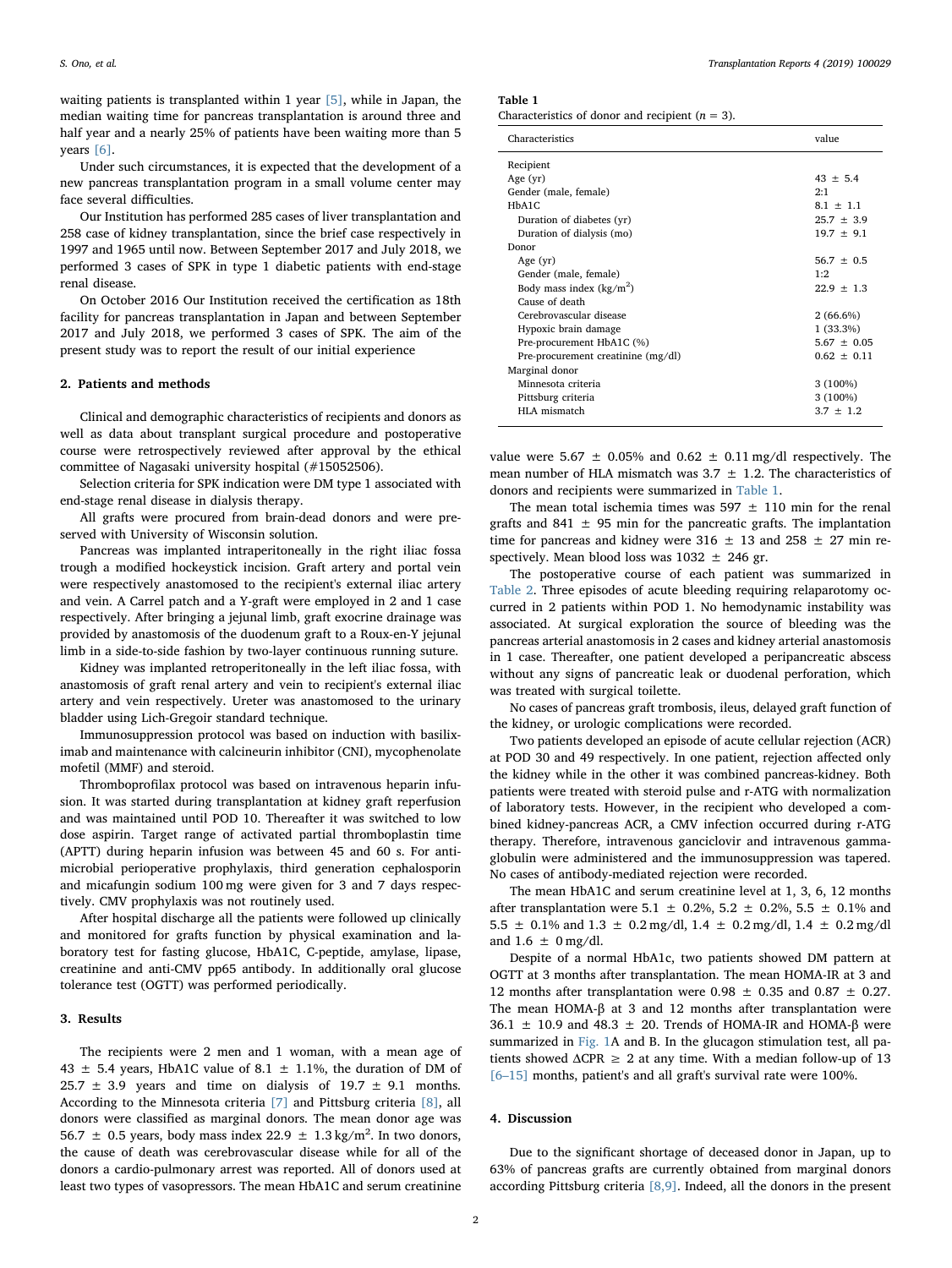waiting patients is transplanted within 1 year [5], while in Japan, the median waiting time for pancreas transplantation is around three and half year and a nearly 25% of patients have been waiting more than 5 years [6].

Under such circumstances, it is expected that the development of a new pancreas transplantation program in a small volume center may face several difficulties.

Our Institution has performed 285 cases of liver transplantation and 258 case of kidney transplantation, since the brief case respectively in 1997 and 1965 until now. Between September 2017 and July 2018, we performed 3 cases of SPK in type 1 diabetic patients with end-stage renal disease.

On October 2016 Our Institution received the certification as 18th facility for pancreas transplantation in Japan and between September 2017 and July 2018, we performed 3 cases of SPK. The aim of the present study was to report the result of our initial experience

## 2. Patients and methods

Clinical and demographic characteristics of recipients and donors as well as data about transplant surgical procedure and postoperative course were retrospectively reviewed after approval by the ethical committee of Nagasaki university hospital (#15052506).

Selection criteria for SPK indication were DM type 1 associated with end-stage renal disease in dialysis therapy.

All grafts were procured from brain-dead donors and were preserved with University of Wisconsin solution.

Pancreas was implanted intraperitoneally in the right iliac fossa trough a modified hockeystick incision. Graft artery and portal vein were respectively anastomosed to the recipient's external iliac artery and vein. A Carrel patch and a Y-graft were employed in 2 and 1 case respectively. After bringing a jejunal limb, graft exocrine drainage was provided by anastomosis of the duodenum graft to a Roux-en-Y jejunal limb in a side-to-side fashion by two-layer continuous running suture.

Kidney was implanted retroperitoneally in the left iliac fossa, with anastomosis of graft renal artery and vein to recipient's external iliac artery and vein respectively. Ureter was anastomosed to the urinary bladder using Lich-Gregoir standard technique.

Immunosuppression protocol was based on induction with basiliximab and maintenance with calcineurin inhibitor (CNI), mycophenolate mofetil (MMF) and steroid.

Thromboprofilax protocol was based on intravenous heparin infusion. It was started during transplantation at kidney graft reperfusion and was maintained until POD 10. Thereafter it was switched to low dose aspirin. Target range of activated partial thromboplastin time (APTT) during heparin infusion was between 45 and 60 s. For antimicrobial perioperative prophylaxis, third generation cephalosporin and micafungin sodium 100 mg were given for 3 and 7 days respectively. CMV prophylaxis was not routinely used.

After hospital discharge all the patients were followed up clinically and monitored for grafts function by physical examination and laboratory test for fasting glucose, HbA1C, C-peptide, amylase, lipase, creatinine and anti-CMV pp65 antibody. In additionally oral glucose tolerance test (OGTT) was performed periodically.

## 3. Results

The recipients were 2 men and 1 woman, with a mean age of 43 ± 5.4 years, HbA1C value of 8.1 ± 1.1%, the duration of DM of 25.7 ± 3.9 years and time on dialysis of 19.7 ± 9.1 months. According to the Minnesota criteria [7] and Pittsburg criteria [8], all donors were classified as marginal donors. The mean donor age was 56.7 ± 0.5 years, body mass index 22.9 ± 1.3 kg/m$^2$. In two donors, the cause of death was cerebrovascular disease while for all of the donors a cardio-pulmonary arrest was reported. All of donors used at least two types of vasopressors. The mean HbA1C and serum creatinine value were 5.67 ± 0.05% and 0.62 ± 0.11 mg/dl respectively. The mean number of HLA mismatch was 3.7 ± 1.2. The characteristics of donors and recipients were summarized in Table 1.

**Table 1**
Characteristics of donor and recipient (*n* = 3).

| Characteristics | value |
|---|---|
| Recipient | |
| Age (yr) | 43 ± 5.4 |
| Gender (male, female) | 2:1 |
| HbA1C | 8.1 ± 1.1 |
| Duration of diabetes (yr) | 25.7 ± 3.9 |
| Duration of dialysis (mo) | 19.7 ± 9.1 |
| Donor | |
| Age (yr) | 56.7 ± 0.5 |
| Gender (male, female) | 1:2 |
| Body mass index (kg/m$^2$) | 22.9 ± 1.3 |
| Cause of death | |
| Cerebrovascular disease | 2 (66.6%) |
| Hypoxic brain damage | 1 (33.3%) |
| Pre-procurement HbA1C (%) | 5.67 ± 0.05 |
| Pre-procurement creatinine (mg/dl) | 0.62 ± 0.11 |
| Marginal donor | |
| Minnesota criteria | 3 (100%) |
| Pittsburg criteria | 3 (100%) |
| HLA mismatch | 3.7 ± 1.2 |

The mean total ischemia times was 597 ± 110 min for the renal grafts and 841 ± 95 min for the pancreatic grafts. The implantation time for pancreas and kidney were 316 ± 13 and 258 ± 27 min respectively. Mean blood loss was 1032 ± 246 gr.

The postoperative course of each patient was summarized in Table 2. Three episodes of acute bleeding requiring relaparotomy occurred in 2 patients within POD 1. No hemodynamic instability was associated. At surgical exploration the source of bleeding was the pancreas arterial anastomosis in 2 cases and kidney arterial anastomosis in 1 case. Thereafter, one patient developed a peripancreatic abscess without any signs of pancreatic leak or duodenal perforation, which was treated with surgical toilette.

No cases of pancreas graft trombosis, ileus, delayed graft function of the kidney, or urologic complications were recorded.

Two patients developed an episode of acute cellular rejection (ACR) at POD 30 and 49 respectively. In one patient, rejection affected only the kidney while in the other it was combined pancreas-kidney. Both patients were treated with steroid pulse and r-ATG with normalization of laboratory tests. However, in the recipient who developed a combined kidney-pancreas ACR, a CMV infection occurred during r-ATG therapy. Therefore, intravenous ganciclovir and intravenous gammaglobulin were administered and the immunosuppression was tapered. No cases of antibody-mediated rejection were recorded.

The mean HbA1C and serum creatinine level at 1, 3, 6, 12 months after transplantation were 5.1 ± 0.2%, 5.2 ± 0.2%, 5.5 ± 0.1% and 5.5 ± 0.1% and 1.3 ± 0.2 mg/dl, 1.4 ± 0.2 mg/dl, 1.4 ± 0.2 mg/dl and 1.6 ± 0 mg/dl.

Despite of a normal HbA1c, two patients showed DM pattern at OGTT at 3 months after transplantation. The mean HOMA-IR at 3 and 12 months after transplantation were 0.98 ± 0.35 and 0.87 ± 0.27. The mean HOMA-β at 3 and 12 months after transplantation were 36.1 ± 10.9 and 48.3 ± 20. Trends of HOMA-IR and HOMA-β were summarized in Fig. 1A and B. In the glucagon stimulation test, all patients showed ΔCPR ≥ 2 at any time. With a median follow-up of 13 [6–15] months, patient's and all graft's survival rate were 100%.

## 4. Discussion

Due to the significant shortage of deceased donor in Japan, up to 63% of pancreas grafts are currently obtained from marginal donors according Pittsburg criteria [8,9]. Indeed, all the donors in the present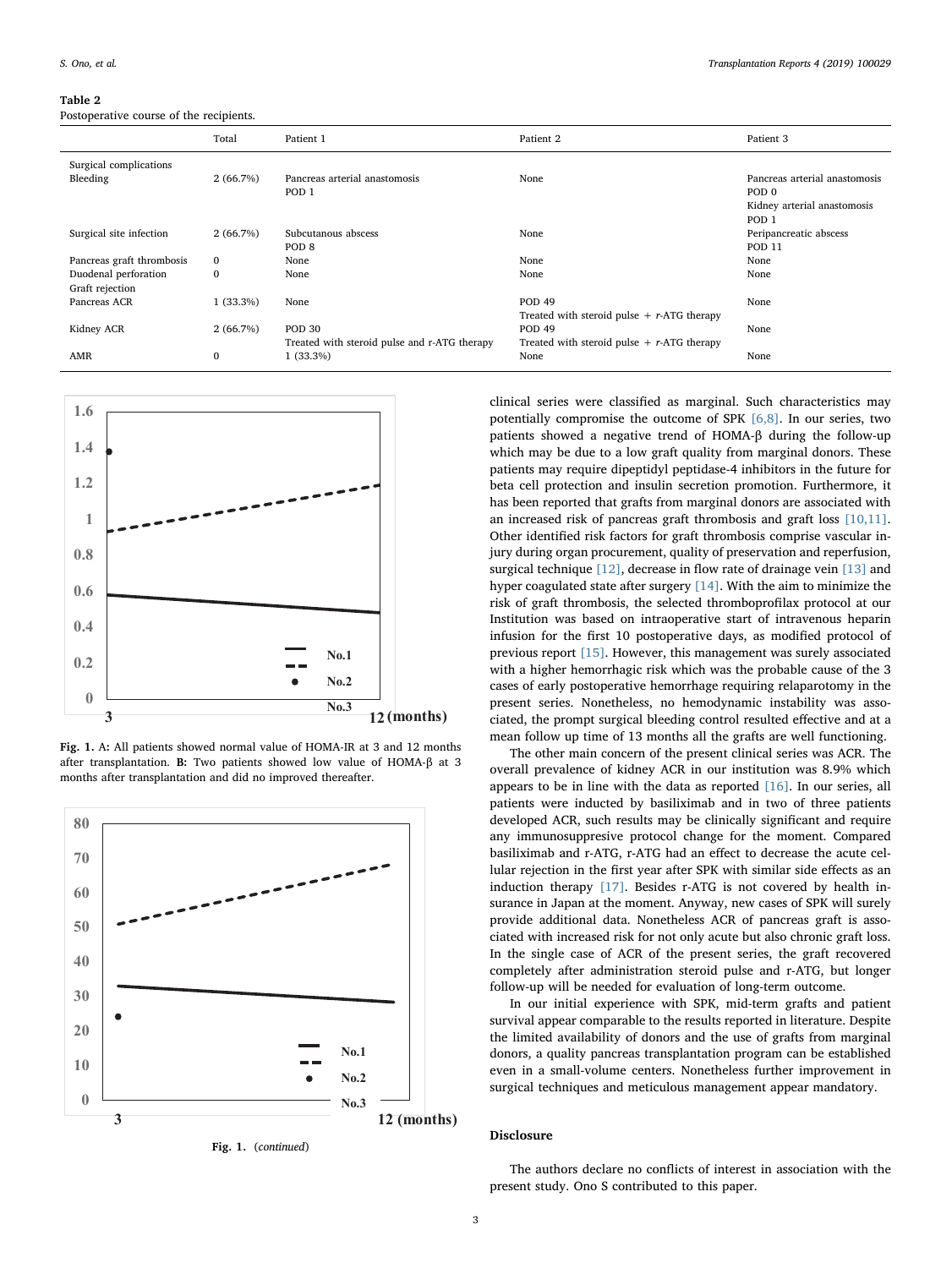**Table 2**
Postoperative course of the recipients.

| | Total | Patient 1 | Patient 2 | Patient 3 |
|---|---|---|---|---|
| Surgical complications | | | | |
| Bleeding | 2 (66.7%) | Pancreas arterial anastomosis POD 1 | None | Pancreas arterial anastomosis POD 0 Kidney arterial anastomosis POD 1 |
| Surgical site infection | 2 (66.7%) | Subcutanous abscess POD 8 | None | Peripancreatic abscess POD 11 |
| Pancreas graft thrombosis | 0 | None | None | None |
| Duodenal perforation | 0 | None | None | None |
| Graft rejection | | | | |
| Pancreas ACR | 1 (33.3%) | None | POD 49 Treated with steroid pulse + *r*-ATG therapy | None |
| Kidney ACR | 2 (66.7%) | POD 30 Treated with steroid pulse and r-ATG therapy | POD 49 Treated with steroid pulse + *r*-ATG therapy | None |
| AMR | 0 | 1 (33.3%) | None | None |

**Fig. 1.** A: All patients showed normal value of HOMA-IR at 3 and 12 months after transplantation. **B:** Two patients showed low value of HOMA-β at 3 months after transplantation and did no improved thereafter.

**Fig. 1.** (*continued*)

clinical series were classified as marginal. Such characteristics may potentially compromise the outcome of SPK [6,8]. In our series, two patients showed a negative trend of HOMA-β during the follow-up which may be due to a low graft quality from marginal donors. These patients may require dipeptidyl peptidase-4 inhibitors in the future for beta cell protection and insulin secretion promotion. Furthermore, it has been reported that grafts from marginal donors are associated with an increased risk of pancreas graft thrombosis and graft loss [10,11]. Other identified risk factors for graft thrombosis comprise vascular injury during organ procurement, quality of preservation and reperfusion, surgical technique [12], decrease in flow rate of drainage vein [13] and hyper coagulated state after surgery [14]. With the aim to minimize the risk of graft thrombosis, the selected thromboprofilax protocol at our Institution was based on intraoperative start of intravenous heparin infusion for the first 10 postoperative days, as modified protocol of previous report [15]. However, this management was surely associated with a higher hemorrhagic risk which was the probable cause of the 3 cases of early postoperative hemorrhage requiring relaparotomy in the present series. Nonetheless, no hemodynamic instability was associated, the prompt surgical bleeding control resulted effective and at a mean follow up time of 13 months all the grafts are well functioning.

The other main concern of the present clinical series was ACR. The overall prevalence of kidney ACR in our institution was 8.9% which appears to be in line with the data as reported [16]. In our series, all patients were inducted by basiliximab and in two of three patients developed ACR, such results may be clinically significant and require any immunosuppresive protocol change for the moment. Compared basiliximab and r-ATG, r-ATG had an effect to decrease the acute cellular rejection in the first year after SPK with similar side effects as an induction therapy [17]. Besides r-ATG is not covered by health insurance in Japan at the moment. Anyway, new cases of SPK will surely provide additional data. Nonetheless ACR of pancreas graft is associated with increased risk for not only acute but also chronic graft loss. In the single case of ACR of the present series, the graft recovered completely after administration steroid pulse and r-ATG, but longer follow-up will be needed for evaluation of long-term outcome.

In our initial experience with SPK, mid-term grafts and patient survival appear comparable to the results reported in literature. Despite the limited availability of donors and the use of grafts from marginal donors, a quality pancreas transplantation program can be established even in a small-volume centers. Nonetheless further improvement in surgical techniques and meticulous management appear mandatory.

## Disclosure

The authors declare no conflicts of interest in association with the present study. Ono S contributed to this paper.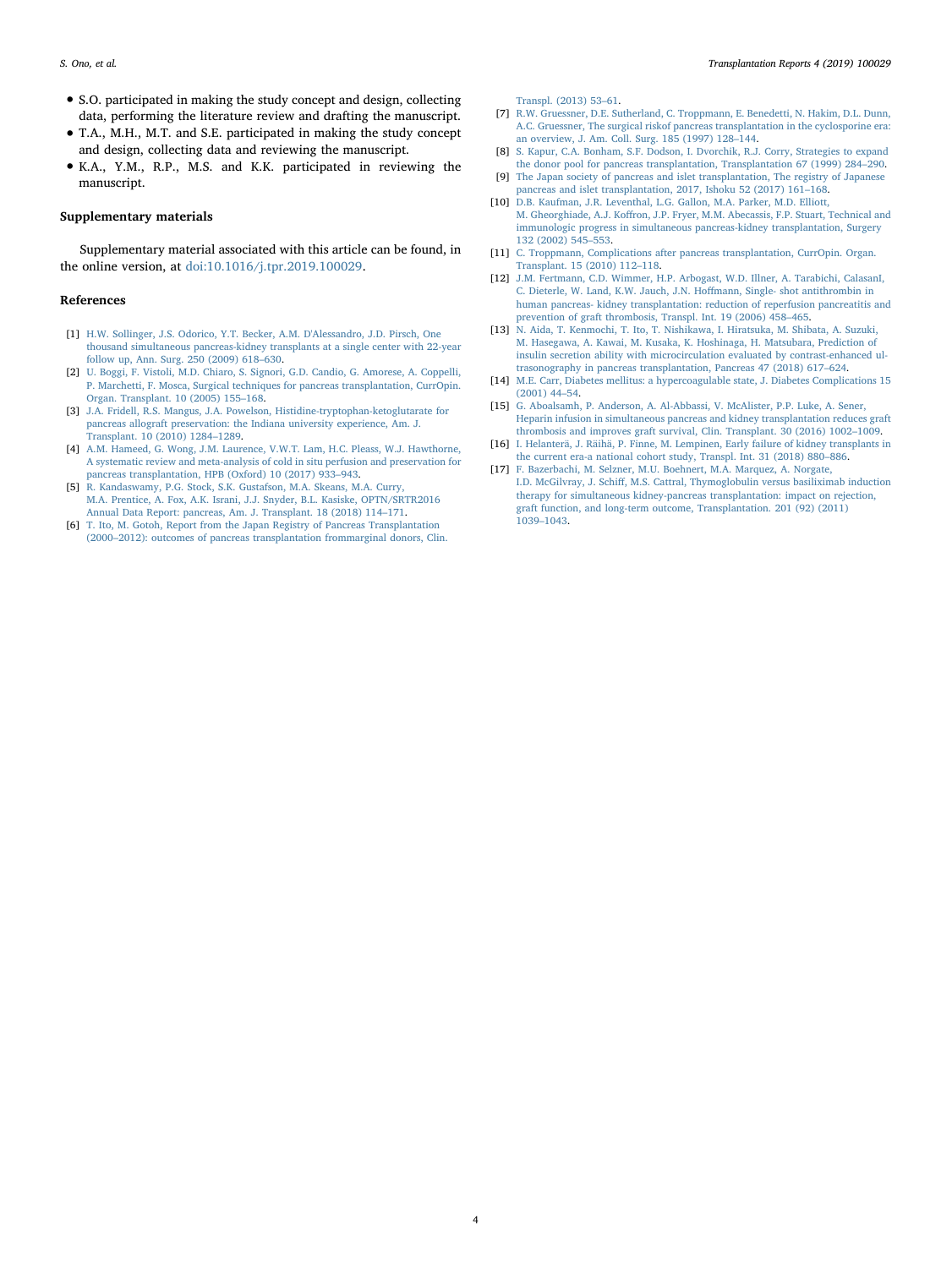- S.O. participated in making the study concept and design, collecting data, performing the literature review and drafting the manuscript.
- T.A., M.H., M.T. and S.E. participated in making the study concept and design, collecting data and reviewing the manuscript.
- K.A., Y.M., R.P., M.S. and K.K. participated in reviewing the manuscript.

## Supplementary materials

Supplementary material associated with this article can be found, in the online version, at doi:10.1016/j.tpr.2019.100029.

## References

[1] H.W. Sollinger, J.S. Odorico, Y.T. Becker, A.M. D'Alessandro, J.D. Pirsch, One thousand simultaneous pancreas-kidney transplants at a single center with 22-year follow up, Ann. Surg. 250 (2009) 618–630.

[2] U. Boggi, F. Vistoli, M.D. Chiaro, S. Signori, G.D. Candio, G. Amorese, A. Coppelli, P. Marchetti, F. Mosca, Surgical techniques for pancreas transplantation, CurrOpin. Organ. Transplant. 10 (2005) 155–168.

[3] J.A. Fridell, R.S. Mangus, J.A. Powelson, Histidine-tryptophan-ketoglutarate for pancreas allograft preservation: the Indiana university experience, Am. J. Transplant. 10 (2010) 1284–1289.

[4] A.M. Hameed, G. Wong, J.M. Laurence, V.W.T. Lam, H.C. Pleass, W.J. Hawthorne, A systematic review and meta-analysis of cold in situ perfusion and preservation for pancreas transplantation, HPB (Oxford) 10 (2017) 933–943.

[5] R. Kandaswamy, P.G. Stock, S.K. Gustafson, M.A. Skeans, M.A. Curry, M.A. Prentice, A. Fox, A.K. Israni, J.J. Snyder, B.L. Kasiske, OPTN/SRTR2016 Annual Data Report: pancreas, Am. J. Transplant. 18 (2018) 114–171.

[6] T. Ito, M. Gotoh, Report from the Japan Registry of Pancreas Transplantation (2000–2012): outcomes of pancreas transplantation frommarginal donors, Clin. Transpl. (2013) 53–61.

[7] R.W. Gruessner, D.E. Sutherland, C. Troppmann, E. Benedetti, N. Hakim, D.L. Dunn, A.C. Gruessner, The surgical riskof pancreas transplantation in the cyclosporine era: an overview, J. Am. Coll. Surg. 185 (1997) 128–144.

[8] S. Kapur, C.A. Bonham, S.F. Dodson, I. Dvorchik, R.J. Corry, Strategies to expand the donor pool for pancreas transplantation, Transplantation 67 (1999) 284–290.

[9] The Japan society of pancreas and islet transplantation, The registry of Japanese pancreas and islet transplantation, 2017, Ishoku 52 (2017) 161–168.

[10] D.B. Kaufman, J.R. Leventhal, L.G. Gallon, M.A. Parker, M.D. Elliott, M. Gheorghiade, A.J. Koffron, J.P. Fryer, M.M. Abecassis, F.P. Stuart, Technical and immunologic progress in simultaneous pancreas-kidney transplantation, Surgery 132 (2002) 545–553.

[11] C. Troppmann, Complications after pancreas transplantation, CurrOpin. Organ. Transplant. 15 (2010) 112–118.

[12] J.M. Fertmann, C.D. Wimmer, H.P. Arbogast, W.D. Illner, A. Tarabichi, CalasanI, C. Dieterle, W. Land, K.W. Jauch, J.N. Hoffmann, Single- shot antithrombin in human pancreas- kidney transplantation: reduction of reperfusion pancreatitis and prevention of graft thrombosis, Transpl. Int. 19 (2006) 458–465.

[13] N. Aida, T. Kenmochi, T. Ito, T. Nishikawa, I. Hiratsuka, M. Shibata, A. Suzuki, M. Hasegawa, A. Kawai, M. Kusaka, K. Hoshinaga, H. Matsubara, Prediction of insulin secretion ability with microcirculation evaluated by contrast-enhanced ultrasonography in pancreas transplantation, Pancreas 47 (2018) 617–624.

[14] M.E. Carr, Diabetes mellitus: a hypercoagulable state, J. Diabetes Complications 15 (2001) 44–54.

[15] G. Aboalsamh, P. Anderson, A. Al-Abbassi, V. McAlister, P.P. Luke, A. Sener, Heparin infusion in simultaneous pancreas and kidney transplantation reduces graft thrombosis and improves graft survival, Clin. Transplant. 30 (2016) 1002–1009.

[16] I. Helanterä, J. Räihä, P. Finne, M. Lempinen, Early failure of kidney transplants in the current era-a national cohort study, Transpl. Int. 31 (2018) 880–886.

[17] F. Bazerbachi, M. Selzner, M.U. Boehnert, M.A. Marquez, A. Norgate, I.D. McGilvray, J. Schiff, M.S. Cattral, Thymoglobulin versus basiliximab induction therapy for simultaneous kidney-pancreas transplantation: impact on rejection, graft function, and long-term outcome, Transplantation. 201 (92) (2011) 1039–1043.